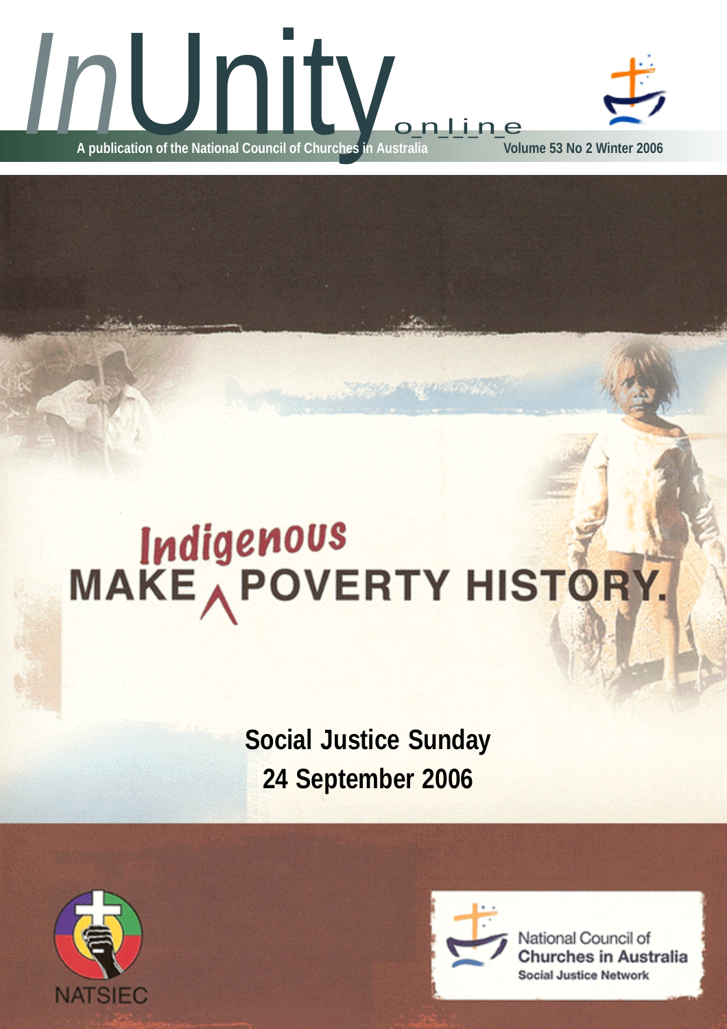# InUnity online

A publication of the National Council of Churches in Australia

Volume 53 No 2 Winter 2006

## MAKE Indigenous POVERTY HISTORY.

**Social Justice Sunday**
**24 September 2006**

NATSIEC

National Council of Churches in Australia
Social Justice Network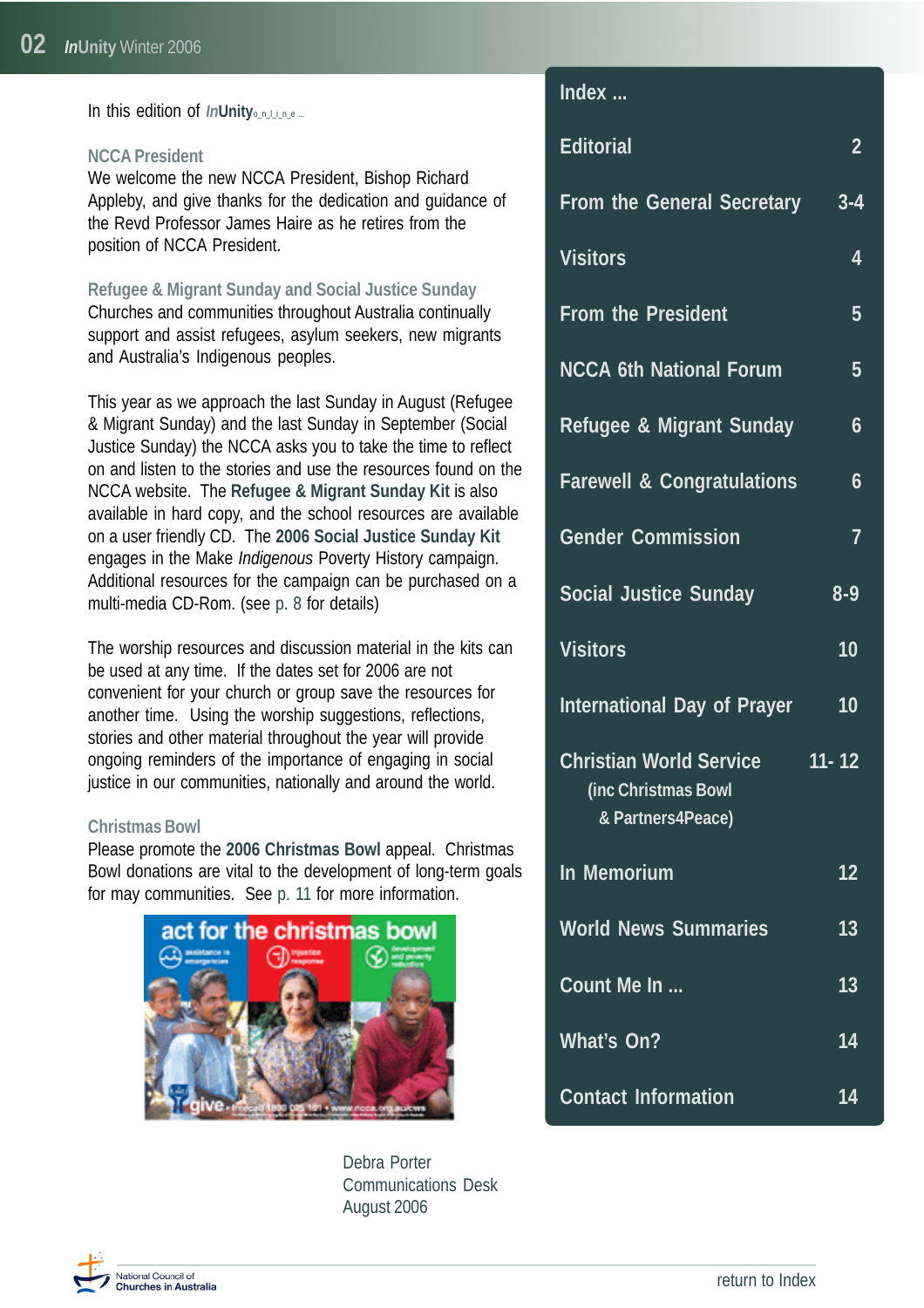In this edition of *In*Unity o_n_l_i_n_e ...

### NCCA President

We welcome the new NCCA President, Bishop Richard Appleby, and give thanks for the dedication and guidance of the Revd Professor James Haire as he retires from the position of NCCA President.

### Refugee & Migrant Sunday and Social Justice Sunday

Churches and communities throughout Australia continually support and assist refugees, asylum seekers, new migrants and Australia's Indigenous peoples.

This year as we approach the last Sunday in August (Refugee & Migrant Sunday) and the last Sunday in September (Social Justice Sunday) the NCCA asks you to take the time to reflect on and listen to the stories and use the resources found on the NCCA website. The **Refugee & Migrant Sunday Kit** is also available in hard copy, and the school resources are available on a user friendly CD. The **2006 Social Justice Sunday Kit** engages in the Make *Indigenous* Poverty History campaign. Additional resources for the campaign can be purchased on a multi-media CD-Rom. (see p. 8 for details)

The worship resources and discussion material in the kits can be used at any time. If the dates set for 2006 are not convenient for your church or group save the resources for another time. Using the worship suggestions, reflections, stories and other material throughout the year will provide ongoing reminders of the importance of engaging in social justice in our communities, nationally and around the world.

### Christmas Bowl

Please promote the **2006 Christmas Bowl** appeal. Christmas Bowl donations are vital to the development of long-term goals for may communities. See p. 11 for more information.

Debra Porter
Communications Desk
August 2006

## Index ...

| | |
|---|---|
| Editorial | 2 |
| From the General Secretary | 3-4 |
| Visitors | 4 |
| From the President | 5 |
| NCCA 6th National Forum | 5 |
| Refugee & Migrant Sunday | 6 |
| Farewell & Congratulations | 6 |
| Gender Commission | 7 |
| Social Justice Sunday | 8-9 |
| Visitors | 10 |
| International Day of Prayer | 10 |
| Christian World Service (inc Christmas Bowl & Partners4Peace) | 11- 12 |
| In Memorium | 12 |
| World News Summaries | 13 |
| Count Me In ... | 13 |
| What's On? | 14 |
| Contact Information | 14 |

return to Index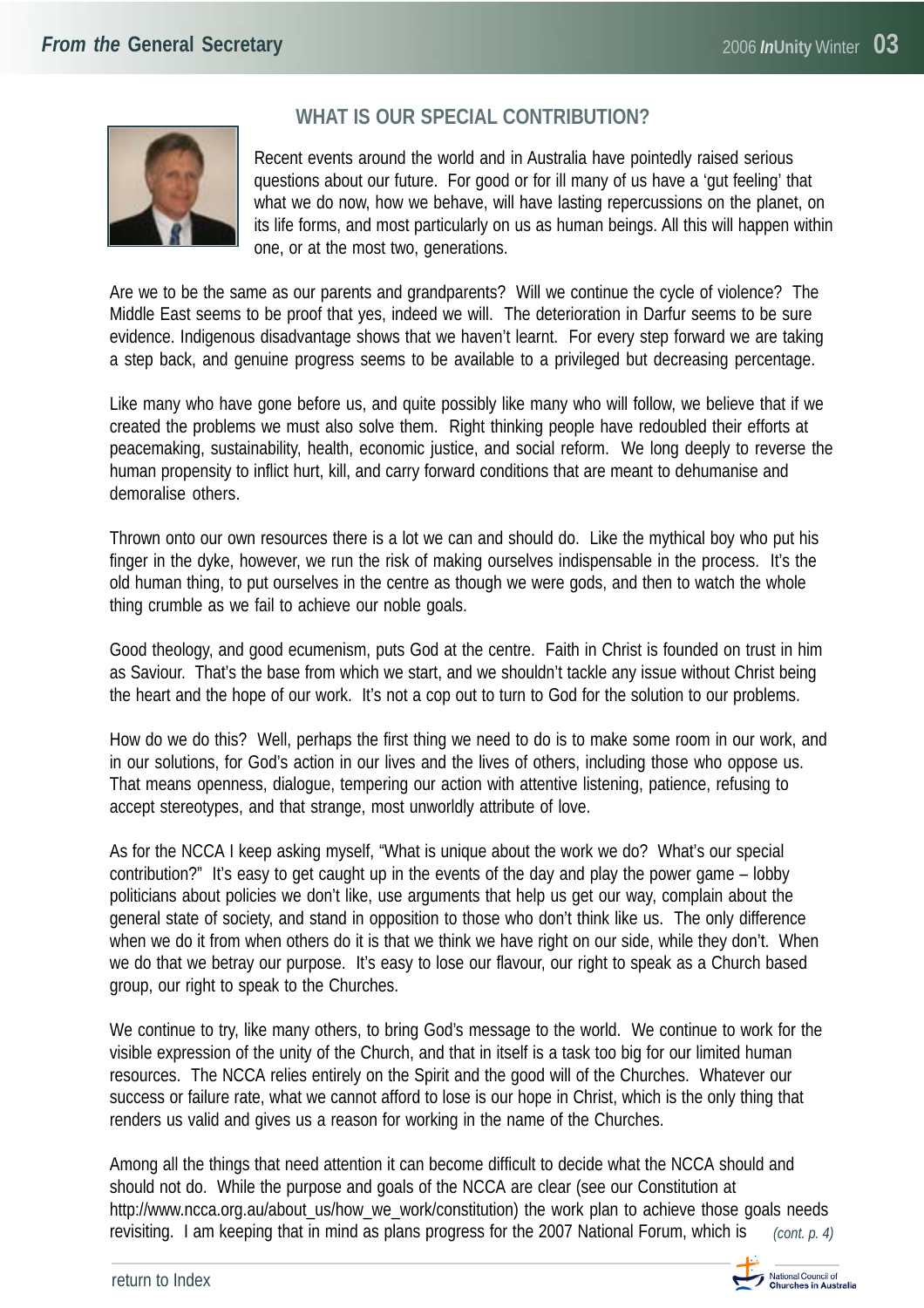## From the General Secretary

### WHAT IS OUR SPECIAL CONTRIBUTION?

Recent events around the world and in Australia have pointedly raised serious questions about our future. For good or for ill many of us have a 'gut feeling' that what we do now, how we behave, will have lasting repercussions on the planet, on its life forms, and most particularly on us as human beings. All this will happen within one, or at the most two, generations.

Are we to be the same as our parents and grandparents? Will we continue the cycle of violence? The Middle East seems to be proof that yes, indeed we will. The deterioration in Darfur seems to be sure evidence. Indigenous disadvantage shows that we haven't learnt. For every step forward we are taking a step back, and genuine progress seems to be available to a privileged but decreasing percentage.

Like many who have gone before us, and quite possibly like many who will follow, we believe that if we created the problems we must also solve them. Right thinking people have redoubled their efforts at peacemaking, sustainability, health, economic justice, and social reform. We long deeply to reverse the human propensity to inflict hurt, kill, and carry forward conditions that are meant to dehumanise and demoralise others.

Thrown onto our own resources there is a lot we can and should do. Like the mythical boy who put his finger in the dyke, however, we run the risk of making ourselves indispensable in the process. It's the old human thing, to put ourselves in the centre as though we were gods, and then to watch the whole thing crumble as we fail to achieve our noble goals.

Good theology, and good ecumenism, puts God at the centre. Faith in Christ is founded on trust in him as Saviour. That's the base from which we start, and we shouldn't tackle any issue without Christ being the heart and the hope of our work. It's not a cop out to turn to God for the solution to our problems.

How do we do this? Well, perhaps the first thing we need to do is to make some room in our work, and in our solutions, for God's action in our lives and the lives of others, including those who oppose us. That means openness, dialogue, tempering our action with attentive listening, patience, refusing to accept stereotypes, and that strange, most unworldly attribute of love.

As for the NCCA I keep asking myself, "What is unique about the work we do? What's our special contribution?" It's easy to get caught up in the events of the day and play the power game – lobby politicians about policies we don't like, use arguments that help us get our way, complain about the general state of society, and stand in opposition to those who don't think like us. The only difference when we do it from when others do it is that we think we have right on our side, while they don't. When we do that we betray our purpose. It's easy to lose our flavour, our right to speak as a Church based group, our right to speak to the Churches.

We continue to try, like many others, to bring God's message to the world. We continue to work for the visible expression of the unity of the Church, and that in itself is a task too big for our limited human resources. The NCCA relies entirely on the Spirit and the good will of the Churches. Whatever our success or failure rate, what we cannot afford to lose is our hope in Christ, which is the only thing that renders us valid and gives us a reason for working in the name of the Churches.

Among all the things that need attention it can become difficult to decide what the NCCA should and should not do. While the purpose and goals of the NCCA are clear (see our Constitution at http://www.ncca.org.au/about_us/how_we_work/constitution) the work plan to achieve those goals needs revisiting. I am keeping that in mind as plans progress for the 2007 National Forum, which is *(cont. p. 4)*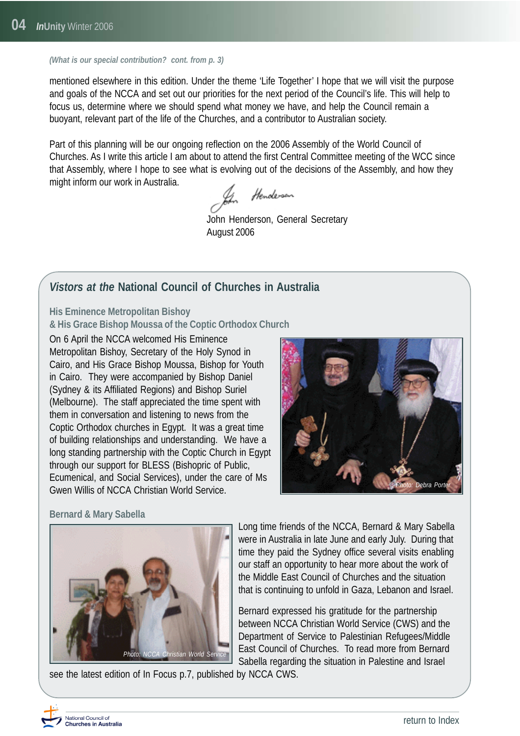*(What is our special contribution? cont. from p. 3)*

mentioned elsewhere in this edition. Under the theme 'Life Together' I hope that we will visit the purpose and goals of the NCCA and set out our priorities for the next period of the Council's life. This will help to focus us, determine where we should spend what money we have, and help the Council remain a buoyant, relevant part of the life of the Churches, and a contributor to Australian society.

Part of this planning will be our ongoing reflection on the 2006 Assembly of the World Council of Churches. As I write this article I am about to attend the first Central Committee meeting of the WCC since that Assembly, where I hope to see what is evolving out of the decisions of the Assembly, and how they might inform our work in Australia.

John Henderson, General Secretary
August 2006

## *Vistors at the* National Council of Churches in Australia

### His Eminence Metropolitan Bishoy & His Grace Bishop Moussa of the Coptic Orthodox Church

On 6 April the NCCA welcomed His Eminence Metropolitan Bishoy, Secretary of the Holy Synod in Cairo, and His Grace Bishop Moussa, Bishop for Youth in Cairo. They were accompanied by Bishop Daniel (Sydney & its Affiliated Regions) and Bishop Suriel (Melbourne). The staff appreciated the time spent with them in conversation and listening to news from the Coptic Orthodox churches in Egypt. It was a great time of building relationships and understanding. We have a long standing partnership with the Coptic Church in Egypt through our support for BLESS (Bishopric of Public, Ecumenical, and Social Services), under the care of Ms Gwen Willis of NCCA Christian World Service.

*Photo: Debra Porter*

### Bernard & Mary Sabella

*Photo: NCCA Christian World Service*

Long time friends of the NCCA, Bernard & Mary Sabella were in Australia in late June and early July. During that time they paid the Sydney office several visits enabling our staff an opportunity to hear more about the work of the Middle East Council of Churches and the situation that is continuing to unfold in Gaza, Lebanon and Israel.

Bernard expressed his gratitude for the partnership between NCCA Christian World Service (CWS) and the Department of Service to Palestinian Refugees/Middle East Council of Churches. To read more from Bernard Sabella regarding the situation in Palestine and Israel see the latest edition of In Focus p.7, published by NCCA CWS.

return to Index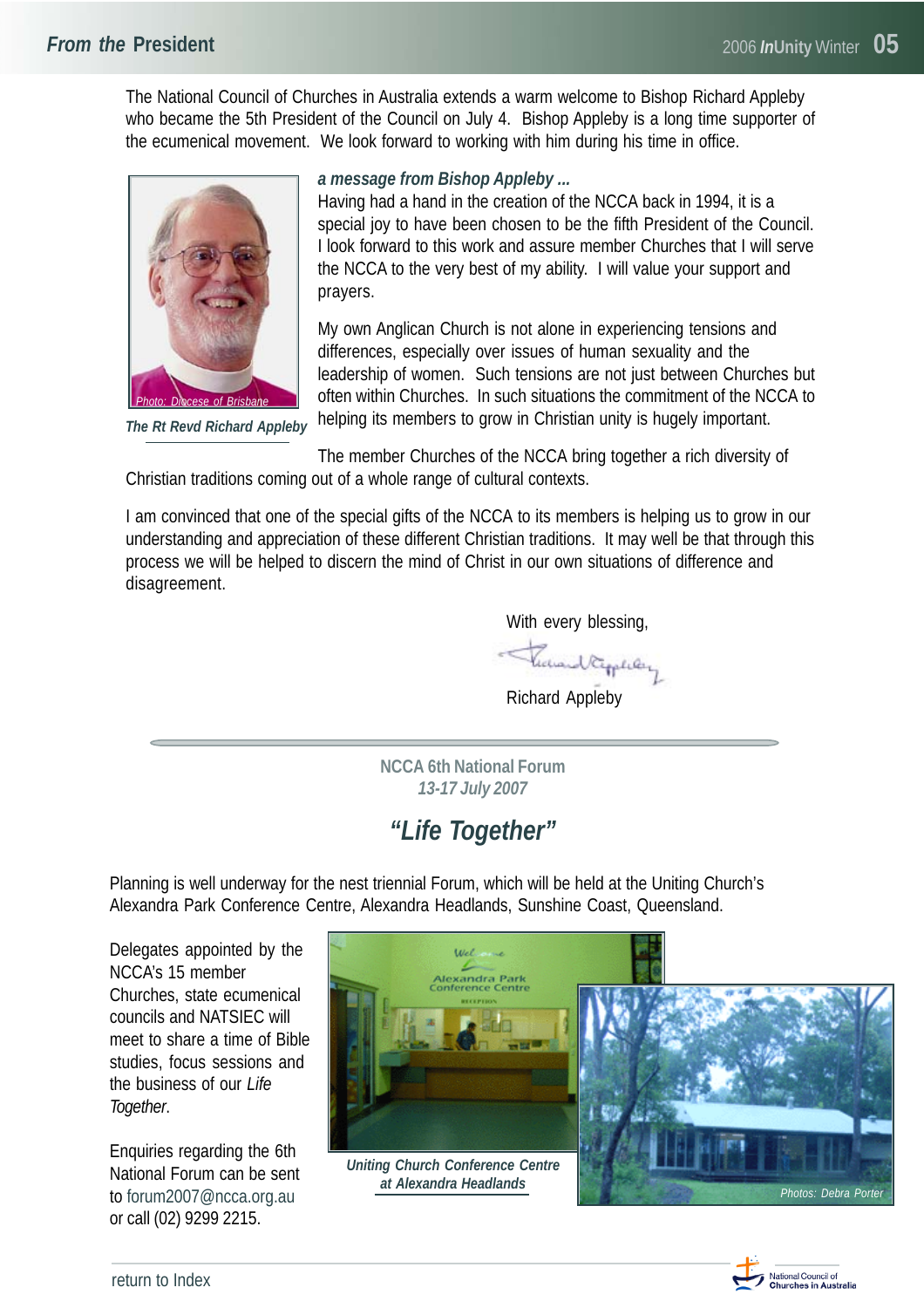## From the President

The National Council of Churches in Australia extends a warm welcome to Bishop Richard Appleby who became the 5th President of the Council on July 4. Bishop Appleby is a long time supporter of the ecumenical movement. We look forward to working with him during his time in office.

Photo: Diocese of Brisbane

*The Rt Revd Richard Appleby*

***a message from Bishop Appleby ...***

Having had a hand in the creation of the NCCA back in 1994, it is a special joy to have been chosen to be the fifth President of the Council. I look forward to this work and assure member Churches that I will serve the NCCA to the very best of my ability. I will value your support and prayers.

My own Anglican Church is not alone in experiencing tensions and differences, especially over issues of human sexuality and the leadership of women. Such tensions are not just between Churches but often within Churches. In such situations the commitment of the NCCA to helping its members to grow in Christian unity is hugely important.

The member Churches of the NCCA bring together a rich diversity of Christian traditions coming out of a whole range of cultural contexts.

I am convinced that one of the special gifts of the NCCA to its members is helping us to grow in our understanding and appreciation of these different Christian traditions. It may well be that through this process we will be helped to discern the mind of Christ in our own situations of difference and disagreement.

With every blessing,

Richard Appleby

---

**NCCA 6th National Forum**
*13-17 July 2007*

## *"Life Together"*

Planning is well underway for the nest triennial Forum, which will be held at the Uniting Church's Alexandra Park Conference Centre, Alexandra Headlands, Sunshine Coast, Queensland.

Delegates appointed by the NCCA's 15 member Churches, state ecumenical councils and NATSIEC will meet to share a time of Bible studies, focus sessions and the business of our *Life Together*.

Enquiries regarding the 6th National Forum can be sent to forum2007@ncca.org.au or call (02) 9299 2215.

*Uniting Church Conference Centre at Alexandra Headlands*

*Photos: Debra Porter*

return to Index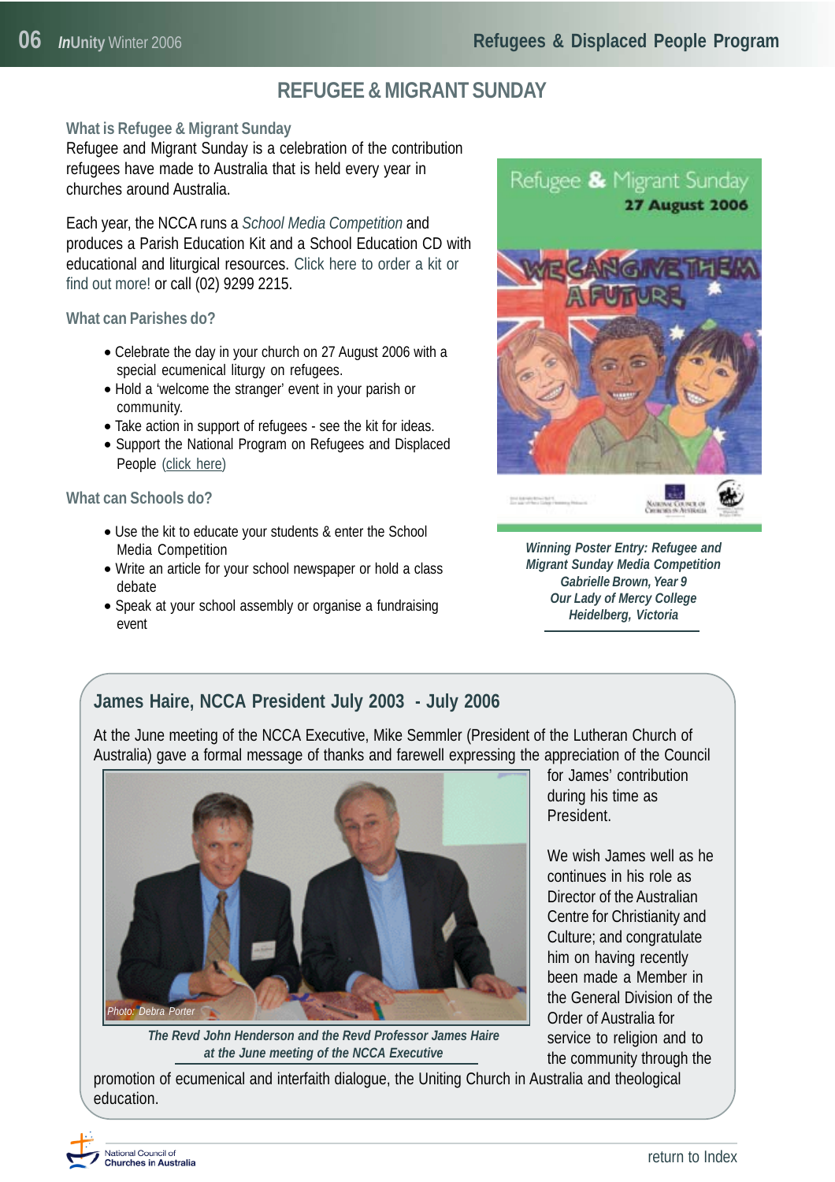# REFUGEE & MIGRANT SUNDAY

### What is Refugee & Migrant Sunday

Refugee and Migrant Sunday is a celebration of the contribution refugees have made to Australia that is held every year in churches around Australia.

Each year, the NCCA runs a *School Media Competition* and produces a Parish Education Kit and a School Education CD with educational and liturgical resources. Click here to order a kit or find out more! or call (02) 9299 2215.

### What can Parishes do?

- Celebrate the day in your church on 27 August 2006 with a special ecumenical liturgy on refugees.
- Hold a 'welcome the stranger' event in your parish or community.
- Take action in support of refugees - see the kit for ideas.
- Support the National Program on Refugees and Displaced People (click here)

### What can Schools do?

- Use the kit to educate your students & enter the School Media Competition
- Write an article for your school newspaper or hold a class debate
- Speak at your school assembly or organise a fundraising event

*Winning Poster Entry: Refugee and Migrant Sunday Media Competition*
*Gabrielle Brown, Year 9*
*Our Lady of Mercy College*
*Heidelberg, Victoria*

## James Haire, NCCA President July 2003 - July 2006

At the June meeting of the NCCA Executive, Mike Semmler (President of the Lutheran Church of Australia) gave a formal message of thanks and farewell expressing the appreciation of the Council for James' contribution during his time as President.

*Photo: Debra Porter*

*The Revd John Henderson and the Revd Professor James Haire at the June meeting of the NCCA Executive*

We wish James well as he continues in his role as Director of the Australian Centre for Christianity and Culture; and congratulate him on having recently been made a Member in the General Division of the Order of Australia for service to religion and to the community through the promotion of ecumenical and interfaith dialogue, the Uniting Church in Australia and theological education.

return to Index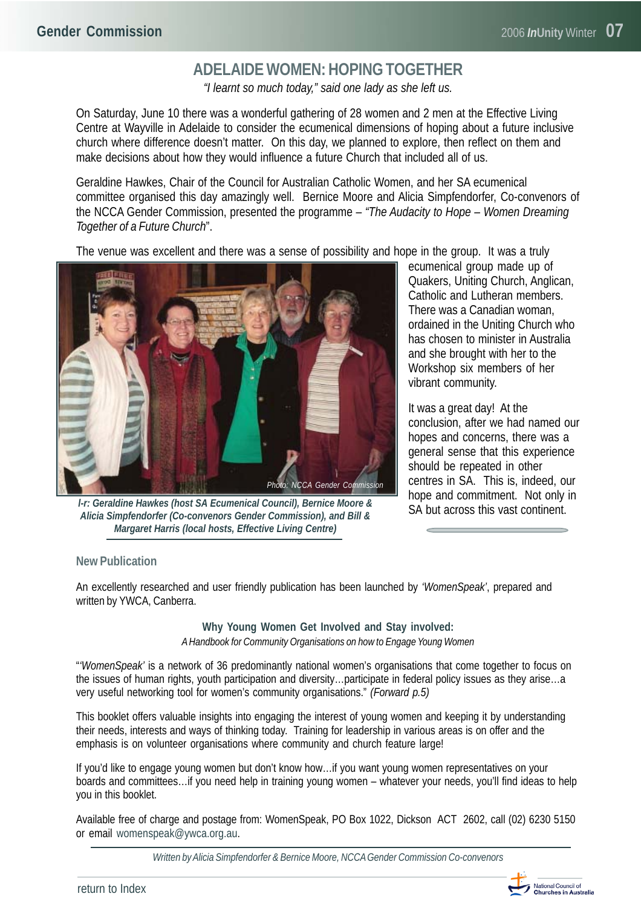# ADELAIDE WOMEN: HOPING TOGETHER

*"I learnt so much today," said one lady as she left us.*

On Saturday, June 10 there was a wonderful gathering of 28 women and 2 men at the Effective Living Centre at Wayville in Adelaide to consider the ecumenical dimensions of hoping about a future inclusive church where difference doesn't matter. On this day, we planned to explore, then reflect on them and make decisions about how they would influence a future Church that included all of us.

Geraldine Hawkes, Chair of the Council for Australian Catholic Women, and her SA ecumenical committee organised this day amazingly well. Bernice Moore and Alicia Simpfendorfer, Co-convenors of the NCCA Gender Commission, presented the programme – *"The Audacity to Hope – Women Dreaming Together of a Future Church*".

The venue was excellent and there was a sense of possibility and hope in the group. It was a truly ecumenical group made up of Quakers, Uniting Church, Anglican, Catholic and Lutheran members. There was a Canadian woman, ordained in the Uniting Church who has chosen to minister in Australia and she brought with her to the Workshop six members of her vibrant community.

Photo: NCCA Gender Commission

***l-r: Geraldine Hawkes (host SA Ecumenical Council), Bernice Moore & Alicia Simpfendorfer (Co-convenors Gender Commission), and Bill & Margaret Harris (local hosts, Effective Living Centre)***

It was a great day! At the conclusion, after we had named our hopes and concerns, there was a general sense that this experience should be repeated in other centres in SA. This is, indeed, our hope and commitment. Not only in SA but across this vast continent.

## New Publication

An excellently researched and user friendly publication has been launched by *'WomenSpeak'*, prepared and written by YWCA, Canberra.

**Why Young Women Get Involved and Stay involved:**
*A Handbook for Community Organisations on how to Engage Young Women*

"*'WomenSpeak'* is a network of 36 predominantly national women's organisations that come together to focus on the issues of human rights, youth participation and diversity…participate in federal policy issues as they arise…a very useful networking tool for women's community organisations." *(Forward p.5)*

This booklet offers valuable insights into engaging the interest of young women and keeping it by understanding their needs, interests and ways of thinking today. Training for leadership in various areas is on offer and the emphasis is on volunteer organisations where community and church feature large!

If you'd like to engage young women but don't know how…if you want young women representatives on your boards and committees…if you need help in training young women – whatever your needs, you'll find ideas to help you in this booklet.

Available free of charge and postage from: WomenSpeak, PO Box 1022, Dickson ACT 2602, call (02) 6230 5150 or email womenspeak@ywca.org.au.

*Written by Alicia Simpfendorfer & Bernice Moore, NCCA Gender Commission Co-convenors*

return to Index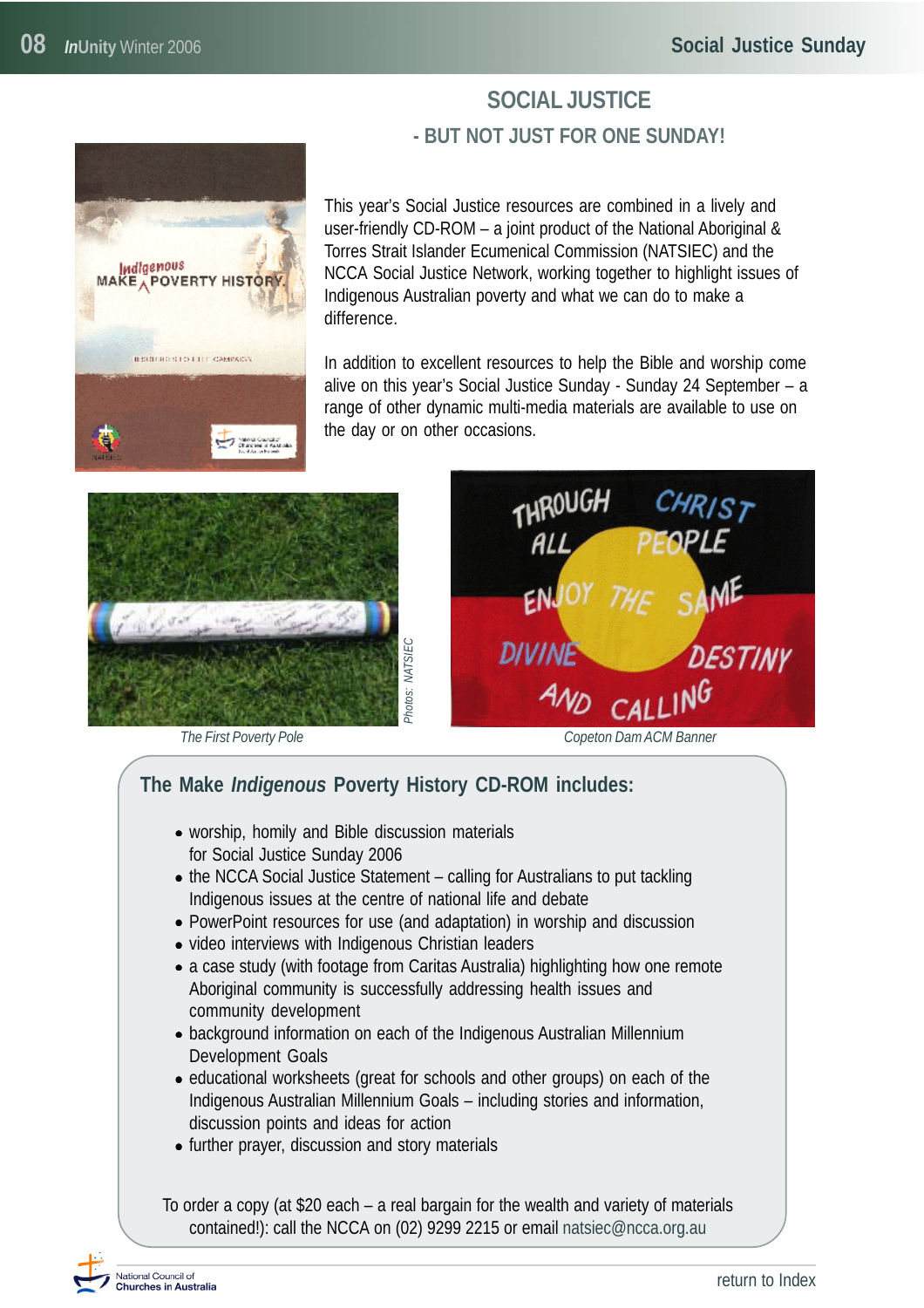# SOCIAL JUSTICE

## - BUT NOT JUST FOR ONE SUNDAY!

This year's Social Justice resources are combined in a lively and user-friendly CD-ROM – a joint product of the National Aboriginal & Torres Strait Islander Ecumenical Commission (NATSIEC) and the NCCA Social Justice Network, working together to highlight issues of Indigenous Australian poverty and what we can do to make a difference.

In addition to excellent resources to help the Bible and worship come alive on this year's Social Justice Sunday - Sunday 24 September – a range of other dynamic multi-media materials are available to use on the day or on other occasions.

The First Poverty Pole

Photos: NATSIEC

Copeton Dam ACM Banner

### The Make *Indigenous* Poverty History CD-ROM includes:

- worship, homily and Bible discussion materials for Social Justice Sunday 2006
- the NCCA Social Justice Statement – calling for Australians to put tackling Indigenous issues at the centre of national life and debate
- PowerPoint resources for use (and adaptation) in worship and discussion
- video interviews with Indigenous Christian leaders
- a case study (with footage from Caritas Australia) highlighting how one remote Aboriginal community is successfully addressing health issues and community development
- background information on each of the Indigenous Australian Millennium Development Goals
- educational worksheets (great for schools and other groups) on each of the Indigenous Australian Millennium Goals – including stories and information, discussion points and ideas for action
- further prayer, discussion and story materials

To order a copy (at $20 each – a real bargain for the wealth and variety of materials contained!): call the NCCA on (02) 9299 2215 or email natsiec@ncca.org.au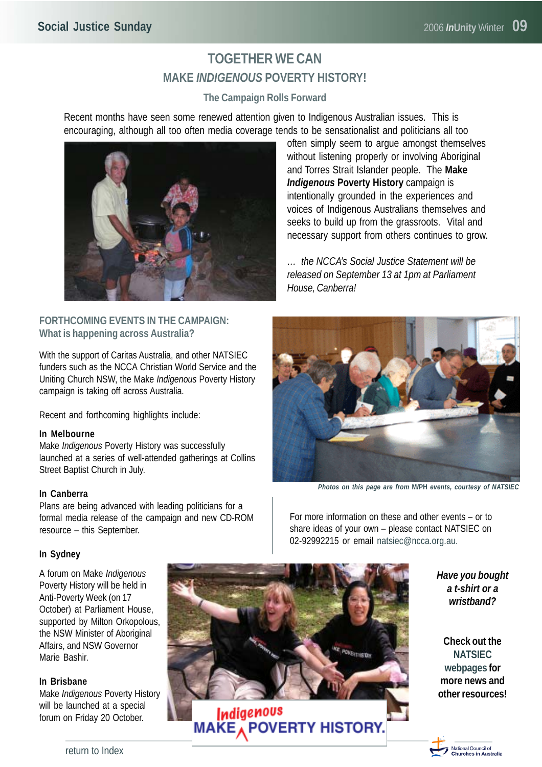# TOGETHER WE CAN

## MAKE *INDIGENOUS* POVERTY HISTORY!

### The Campaign Rolls Forward

Recent months have seen some renewed attention given to Indigenous Australian issues. This is encouraging, although all too often media coverage tends to be sensationalist and politicians all too often simply seem to argue amongst themselves without listening properly or involving Aboriginal and Torres Strait Islander people. The **Make *Indigenous* Poverty History** campaign is intentionally grounded in the experiences and voices of Indigenous Australians themselves and seeks to build up from the grassroots. Vital and necessary support from others continues to grow.

*… the NCCA's Social Justice Statement will be released on September 13 at 1pm at Parliament House, Canberra!*

### FORTHCOMING EVENTS IN THE CAMPAIGN: What is happening across Australia?

With the support of Caritas Australia, and other NATSIEC funders such as the NCCA Christian World Service and the Uniting Church NSW, the Make *Indigenous* Poverty History campaign is taking off across Australia.

Recent and forthcoming highlights include:

**In Melbourne**
Make *Indigenous* Poverty History was successfully launched at a series of well-attended gatherings at Collins Street Baptist Church in July.

**In Canberra**
Plans are being advanced with leading politicians for a formal media release of the campaign and new CD-ROM resource – this September.

**In Sydney**

A forum on Make *Indigenous* Poverty History will be held in Anti-Poverty Week (on 17 October) at Parliament House, supported by Milton Orkopolous, the NSW Minister of Aboriginal Affairs, and NSW Governor Marie Bashir.

**In Brisbane**
Make *Indigenous* Poverty History will be launched at a special forum on Friday 20 October.

*Photos on this page are from MIPH events, courtesy of NATSIEC*

For more information on these and other events – or to share ideas of your own – please contact NATSIEC on 02-92992215 or email natsiec@ncca.org.au.

***Have you bought a t-shirt or a wristband?***

**Check out the NATSIEC webpages for more news and other resources!**

return to Index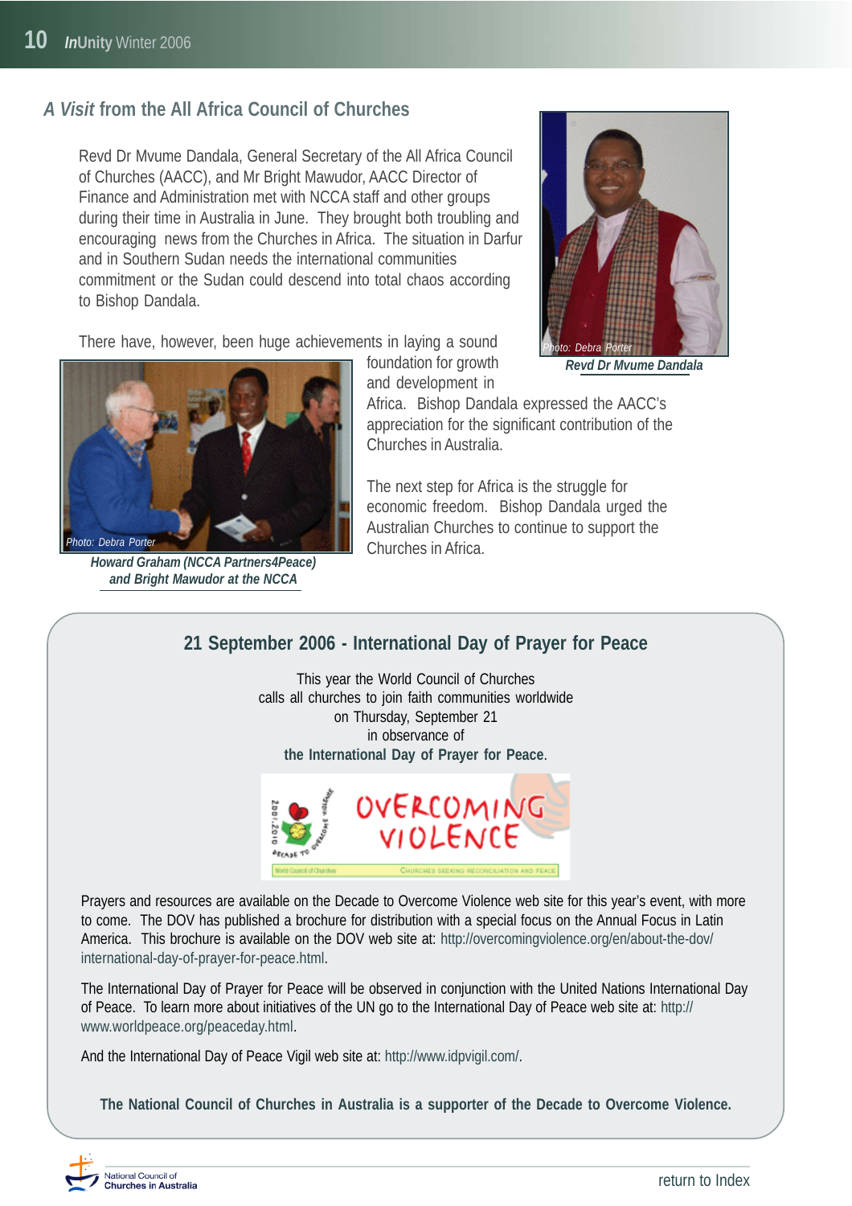## *A Visit* from the All Africa Council of Churches

Revd Dr Mvume Dandala, General Secretary of the All Africa Council of Churches (AACC), and Mr Bright Mawudor, AACC Director of Finance and Administration met with NCCA staff and other groups during their time in Australia in June. They brought both troubling and encouraging news from the Churches in Africa. The situation in Darfur and in Southern Sudan needs the international communities commitment or the Sudan could descend into total chaos according to Bishop Dandala.

*Photo: Debra Porter*

***Revd Dr Mvume Dandala***

There have, however, been huge achievements in laying a sound foundation for growth and development in Africa. Bishop Dandala expressed the AACC's appreciation for the significant contribution of the Churches in Australia.

*Photo: Debra Porter*

***Howard Graham (NCCA Partners4Peace) and Bright Mawudor at the NCCA***

The next step for Africa is the struggle for economic freedom. Bishop Dandala urged the Australian Churches to continue to support the Churches in Africa.

## 21 September 2006 - International Day of Prayer for Peace

This year the World Council of Churches
calls all churches to join faith communities worldwide
on Thursday, September 21
in observance of
**the International Day of Prayer for Peace**.

OVERCOMING VIOLENCE

DECADE TO OVERCOME VIOLENCE 2001-2010

World Council of Churches — CHURCHES SEEKING RECONCILIATION AND PEACE

Prayers and resources are available on the Decade to Overcome Violence web site for this year's event, with more to come. The DOV has published a brochure for distribution with a special focus on the Annual Focus in Latin America. This brochure is available on the DOV web site at: http://overcomingviolence.org/en/about-the-dov/international-day-of-prayer-for-peace.html.

The International Day of Prayer for Peace will be observed in conjunction with the United Nations International Day of Peace. To learn more about initiatives of the UN go to the International Day of Peace web site at: http://www.worldpeace.org/peaceday.html.

And the International Day of Peace Vigil web site at: http://www.idpvigil.com/.

**The National Council of Churches in Australia is a supporter of the Decade to Overcome Violence.**

return to Index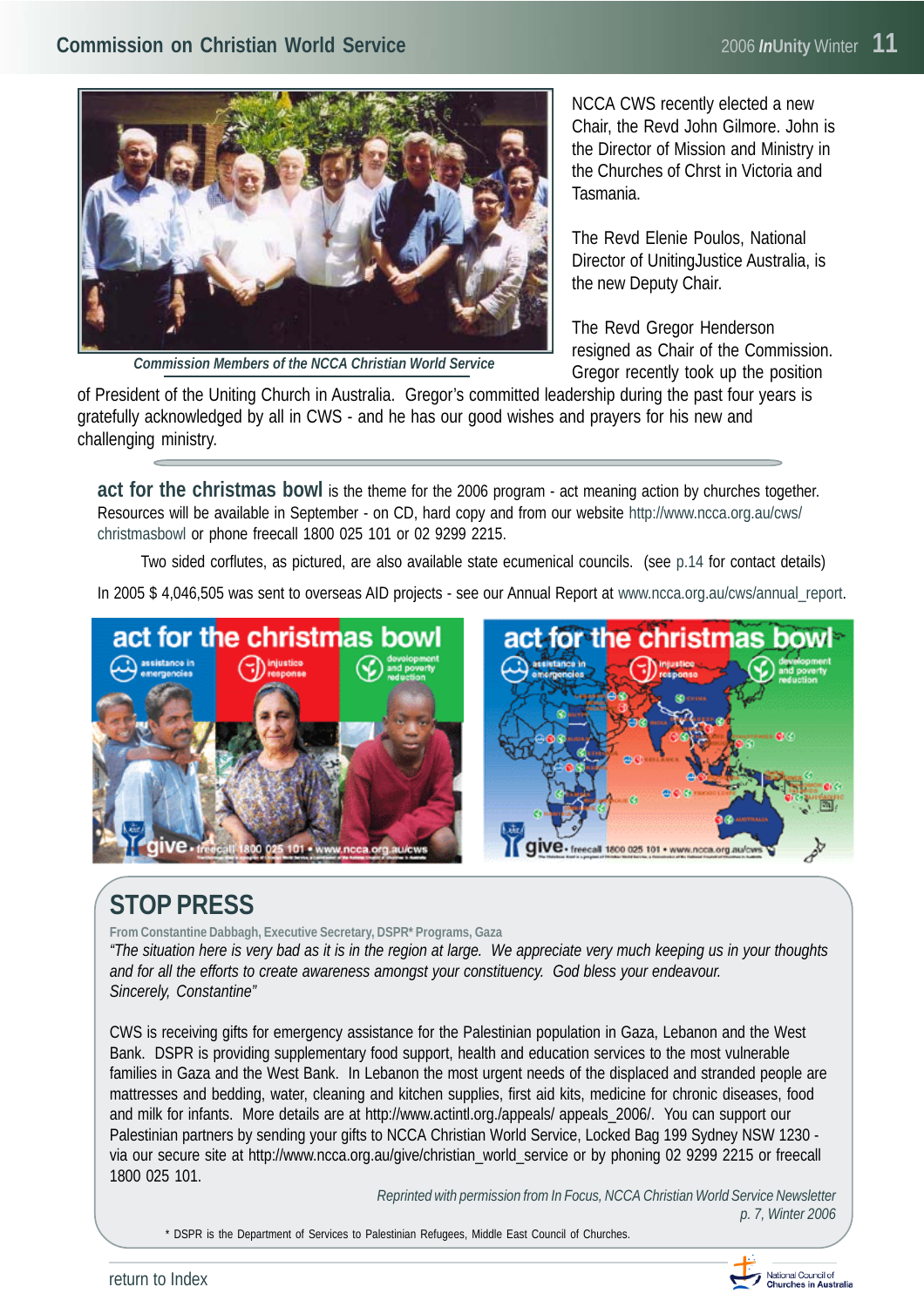Commission Members of the NCCA Christian World Service

NCCA CWS recently elected a new Chair, the Revd John Gilmore. John is the Director of Mission and Ministry in the Churches of Chrst in Victoria and Tasmania.

The Revd Elenie Poulos, National Director of UnitingJustice Australia, is the new Deputy Chair.

The Revd Gregor Henderson resigned as Chair of the Commission. Gregor recently took up the position of President of the Uniting Church in Australia. Gregor's committed leadership during the past four years is gratefully acknowledged by all in CWS - and he has our good wishes and prayers for his new and challenging ministry.

---

**act for the christmas bowl** is the theme for the 2006 program - act meaning action by churches together. Resources will be available in September - on CD, hard copy and from our website http://www.ncca.org.au/cws/christmasbowl or phone freecall 1800 025 101 or 02 9299 2215.

Two sided corflutes, as pictured, are also available state ecumenical councils. (see p.14 for contact details)

In 2005 $ 4,046,505 was sent to overseas AID projects - see our Annual Report at www.ncca.org.au/cws/annual_report.

## STOP PRESS

From Constantine Dabbagh, Executive Secretary, DSPR* Programs, Gaza

*"The situation here is very bad as it is in the region at large. We appreciate very much keeping us in your thoughts and for all the efforts to create awareness amongst your constituency. God bless your endeavour. Sincerely, Constantine"*

CWS is receiving gifts for emergency assistance for the Palestinian population in Gaza, Lebanon and the West Bank. DSPR is providing supplementary food support, health and education services to the most vulnerable families in Gaza and the West Bank. In Lebanon the most urgent needs of the displaced and stranded people are mattresses and bedding, water, cleaning and kitchen supplies, first aid kits, medicine for chronic diseases, food and milk for infants. More details are at http://www.actintl.org./appeals/ appeals_2006/. You can support our Palestinian partners by sending your gifts to NCCA Christian World Service, Locked Bag 199 Sydney NSW 1230 - via our secure site at http://www.ncca.org.au/give/christian_world_service or by phoning 02 9299 2215 or freecall 1800 025 101.

*Reprinted with permission from In Focus, NCCA Christian World Service Newsletter p. 7, Winter 2006*

* DSPR is the Department of Services to Palestinian Refugees, Middle East Council of Churches.

return to Index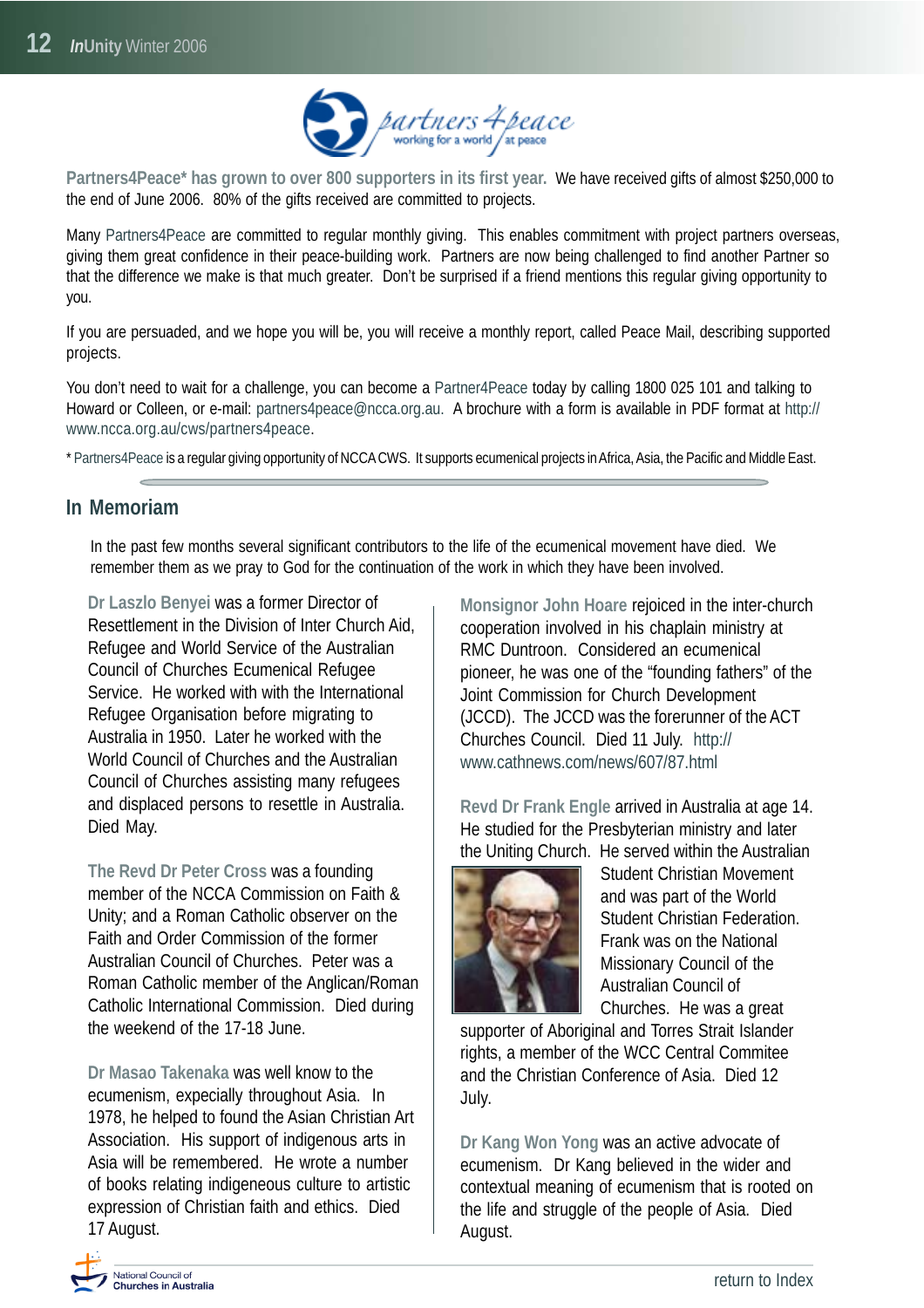**Partners4Peace* has grown to over 800 supporters in its first year.** We have received gifts of almost $250,000 to the end of June 2006. 80% of the gifts received are committed to projects.

Many Partners4Peace are committed to regular monthly giving. This enables commitment with project partners overseas, giving them great confidence in their peace-building work. Partners are now being challenged to find another Partner so that the difference we make is that much greater. Don't be surprised if a friend mentions this regular giving opportunity to you.

If you are persuaded, and we hope you will be, you will receive a monthly report, called Peace Mail, describing supported projects.

You don't need to wait for a challenge, you can become a Partner4Peace today by calling 1800 025 101 and talking to Howard or Colleen, or e-mail: partners4peace@ncca.org.au. A brochure with a form is available in PDF format at http://www.ncca.org.au/cws/partners4peace.

* Partners4Peace is a regular giving opportunity of NCCA CWS. It supports ecumenical projects in Africa, Asia, the Pacific and Middle East.

## In Memoriam

In the past few months several significant contributors to the life of the ecumenical movement have died. We remember them as we pray to God for the continuation of the work in which they have been involved.

**Dr Laszlo Benyei** was a former Director of Resettlement in the Division of Inter Church Aid, Refugee and World Service of the Australian Council of Churches Ecumenical Refugee Service. He worked with with the International Refugee Organisation before migrating to Australia in 1950. Later he worked with the World Council of Churches and the Australian Council of Churches assisting many refugees and displaced persons to resettle in Australia. Died May.

**The Revd Dr Peter Cross** was a founding member of the NCCA Commission on Faith & Unity; and a Roman Catholic observer on the Faith and Order Commission of the former Australian Council of Churches. Peter was a Roman Catholic member of the Anglican/Roman Catholic International Commission. Died during the weekend of the 17-18 June.

**Dr Masao Takenaka** was well know to the ecumenism, expecially throughout Asia. In 1978, he helped to found the Asian Christian Art Association. His support of indigenous arts in Asia will be remembered. He wrote a number of books relating indigeneous culture to artistic expression of Christian faith and ethics. Died 17 August.

**Monsignor John Hoare** rejoiced in the inter-church cooperation involved in his chaplain ministry at RMC Duntroon. Considered an ecumenical pioneer, he was one of the "founding fathers" of the Joint Commission for Church Development (JCCD). The JCCD was the forerunner of the ACT Churches Council. Died 11 July. http://www.cathnews.com/news/607/87.html

**Revd Dr Frank Engle** arrived in Australia at age 14. He studied for the Presbyterian ministry and later the Uniting Church. He served within the Australian Student Christian Movement and was part of the World Student Christian Federation. Frank was on the National Missionary Council of the Australian Council of Churches. He was a great supporter of Aboriginal and Torres Strait Islander rights, a member of the WCC Central Commitee and the Christian Conference of Asia. Died 12 July.

**Dr Kang Won Yong** was an active advocate of ecumenism. Dr Kang believed in the wider and contextual meaning of ecumenism that is rooted on the life and struggle of the people of Asia. Died August.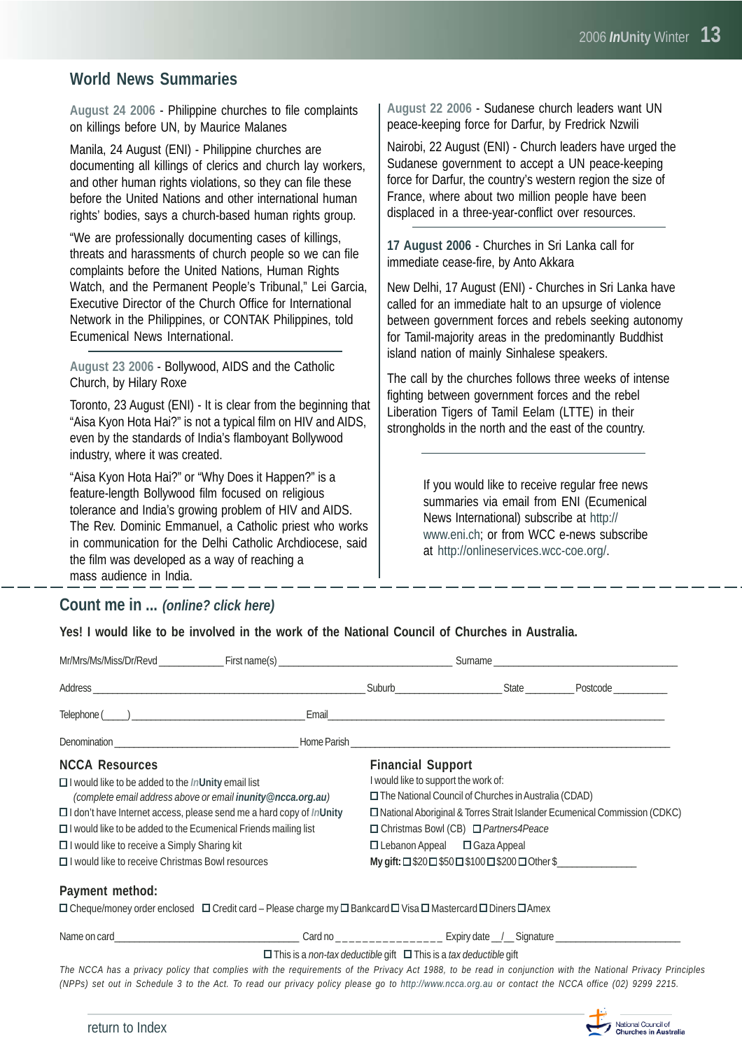## World News Summaries

**August 24 2006** - Philippine churches to file complaints on killings before UN, by Maurice Malanes

Manila, 24 August (ENI) - Philippine churches are documenting all killings of clerics and church lay workers, and other human rights violations, so they can file these before the United Nations and other international human rights' bodies, says a church-based human rights group.

"We are professionally documenting cases of killings, threats and harassments of church people so we can file complaints before the United Nations, Human Rights Watch, and the Permanent People's Tribunal," Lei Garcia, Executive Director of the Church Office for International Network in the Philippines, or CONTAK Philippines, told Ecumenical News International.

---

**August 23 2006** - Bollywood, AIDS and the Catholic Church, by Hilary Roxe

Toronto, 23 August (ENI) - It is clear from the beginning that "Aisa Kyon Hota Hai?" is not a typical film on HIV and AIDS, even by the standards of India's flamboyant Bollywood industry, where it was created.

"Aisa Kyon Hota Hai?" or "Why Does it Happen?" is a feature-length Bollywood film focused on religious tolerance and India's growing problem of HIV and AIDS. The Rev. Dominic Emmanuel, a Catholic priest who works in communication for the Delhi Catholic Archdiocese, said the film was developed as a way of reaching a mass audience in India.

**August 22 2006** - Sudanese church leaders want UN peace-keeping force for Darfur, by Fredrick Nzwili

Nairobi, 22 August (ENI) - Church leaders have urged the Sudanese government to accept a UN peace-keeping force for Darfur, the country's western region the size of France, where about two million people have been displaced in a three-year-conflict over resources.

---

**17 August 2006** - Churches in Sri Lanka call for immediate cease-fire, by Anto Akkara

New Delhi, 17 August (ENI) - Churches in Sri Lanka have called for an immediate halt to an upsurge of violence between government forces and rebels seeking autonomy for Tamil-majority areas in the predominantly Buddhist island nation of mainly Sinhalese speakers.

The call by the churches follows three weeks of intense fighting between government forces and the rebel Liberation Tigers of Tamil Eelam (LTTE) in their strongholds in the north and the east of the country.

---

If you would like to receive regular free news summaries via email from ENI (Ecumenical News International) subscribe at http://www.eni.ch; or from WCC e-news subscribe at http://onlineservices.wcc-coe.org/.

---

## Count me in ... *(online? click here)*

**Yes! I would like to be involved in the work of the National Council of Churches in Australia.**

Mr/Mrs/Ms/Miss/Dr/Revd ____________ First name(s) ______________________________ Surname ________________________________

Address ______________________________________________ Suburb__________________ State _________ Postcode __________

Telephone (____) _____________________________ Email______________________________________________________________

Denomination _________________________________ Home Parish _________________________________________________________

### NCCA Resources

- ☐ I would like to be added to the *In*Unity email list
  *(complete email address above or email* ***inunity@ncca.org.au****)*
- ☐ I don't have Internet access, please send me a hard copy of *In*Unity
- ☐ I would like to be added to the Ecumenical Friends mailing list
- ☐ I would like to receive a Simply Sharing kit
- ☐ I would like to receive Christmas Bowl resources

### Financial Support

I would like to support the work of:

- ☐ The National Council of Churches in Australia (CDAD)
- ☐ National Aboriginal & Torres Strait Islander Ecumenical Commission (CDKC)
- ☐ Christmas Bowl (CB) ☐ *Partners4Peace*
- ☐ Lebanon Appeal ☐ Gaza Appeal

**My gift:** ☐ $20 ☐ $50 ☐ $100 ☐ $200 ☐ Other $_______________

### Payment method:

☐ Cheque/money order enclosed ☐ Credit card – Please charge my ☐ Bankcard ☐ Visa ☐ Mastercard ☐ Diners ☐ Amex

Name on card___________________________________ Card no _ _ _ _ _ _ _ _ _ _ _ _ _ _ _ Expiry date __/__ Signature ________________________

☐ This is a *non-tax deductible* gift ☐ This is a *tax deductible* gift

*The NCCA has a privacy policy that complies with the requirements of the Privacy Act 1988, to be read in conjunction with the National Privacy Principles (NPPs) set out in Schedule 3 to the Act. To read our privacy policy please go to http://www.ncca.org.au or contact the NCCA office (02) 9299 2215.*

return to Index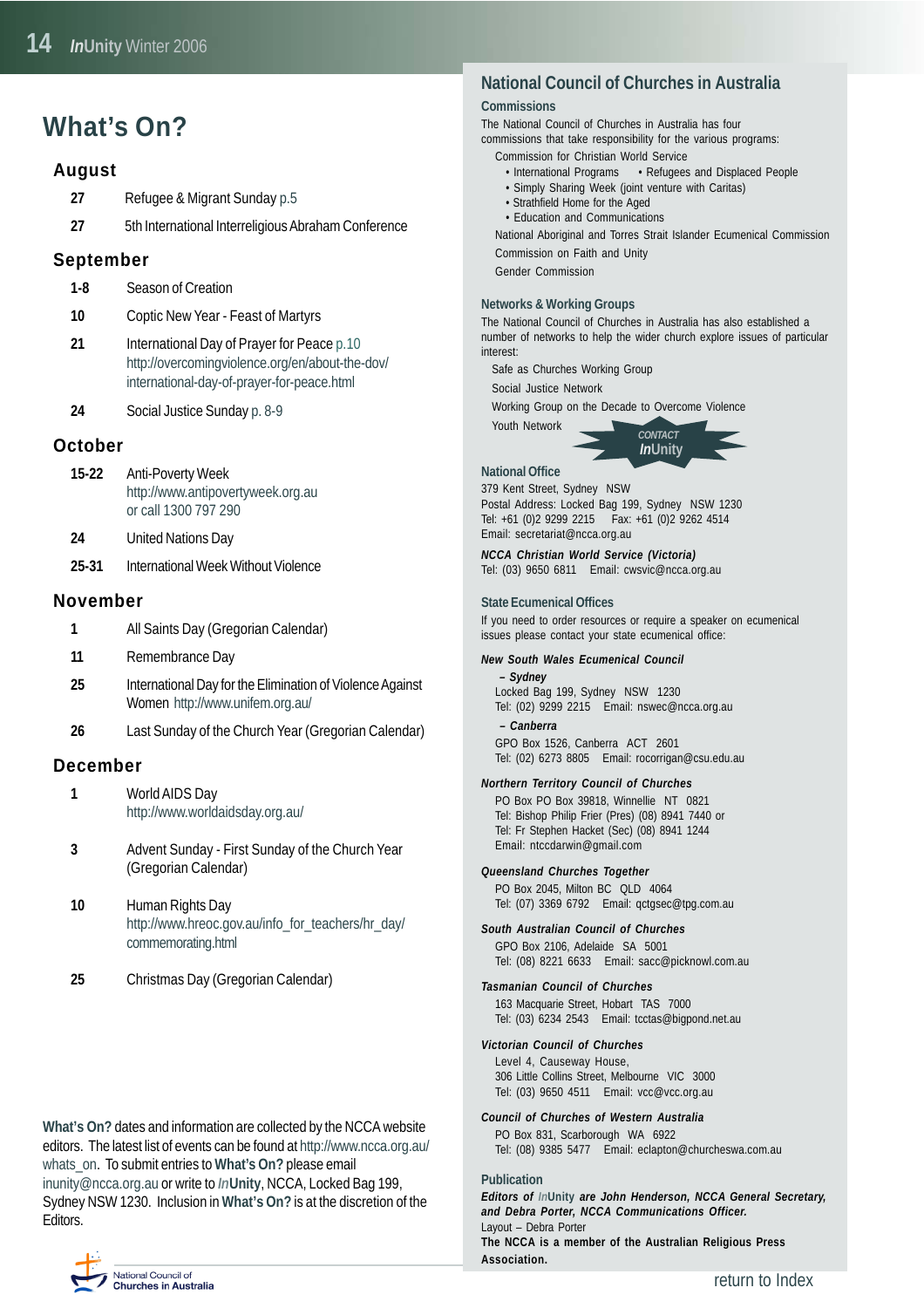# What's On?

## August

**27** Refugee & Migrant Sunday p.5

**27** 5th International Interreligious Abraham Conference

## September

**1-8** Season of Creation

**10** Coptic New Year - Feast of Martyrs

**21** International Day of Prayer for Peace p.10
http://overcomingviolence.org/en/about-the-dov/international-day-of-prayer-for-peace.html

**24** Social Justice Sunday p. 8-9

## October

**15-22** Anti-Poverty Week
http://www.antipovertyweek.org.au
or call 1300 797 290

**24** United Nations Day

**25-31** International Week Without Violence

## November

**1** All Saints Day (Gregorian Calendar)

**11** Remembrance Day

**25** International Day for the Elimination of Violence Against Women http://www.unifem.org.au/

**26** Last Sunday of the Church Year (Gregorian Calendar)

## December

**1** World AIDS Day
http://www.worldaidsday.org.au/

**3** Advent Sunday - First Sunday of the Church Year (Gregorian Calendar)

**10** Human Rights Day
http://www.hreoc.gov.au/info_for_teachers/hr_day/commemorating.html

**25** Christmas Day (Gregorian Calendar)

**What's On?** dates and information are collected by the NCCA website editors. The latest list of events can be found at http://www.ncca.org.au/whats_on. To submit entries to **What's On?** please email inunity@ncca.org.au or write to ***In*Unity**, NCCA, Locked Bag 199, Sydney NSW 1230. Inclusion in **What's On?** is at the discretion of the Editors.

National Council of Churches in Australia

# National Council of Churches in Australia

### Commissions

The National Council of Churches in Australia has four commissions that take responsibility for the various programs:

Commission for Christian World Service
- International Programs
- Refugees and Displaced People
- Simply Sharing Week (joint venture with Caritas)
- Strathfield Home for the Aged
- Education and Communications

National Aboriginal and Torres Strait Islander Ecumenical Commission

Commission on Faith and Unity

Gender Commission

### Networks & Working Groups

The National Council of Churches in Australia has also established a number of networks to help the wider church explore issues of particular interest:

Safe as Churches Working Group

Social Justice Network

Working Group on the Decade to Overcome Violence

Youth Network

CONTACT ***In*Unity**

### National Office

379 Kent Street, Sydney NSW
Postal Address: Locked Bag 199, Sydney NSW 1230
Tel: +61 (0)2 9299 2215 Fax: +61 (0)2 9262 4514
Email: secretariat@ncca.org.au

***NCCA Christian World Service (Victoria)***
Tel: (03) 9650 6811 Email: cwsvic@ncca.org.au

### State Ecumenical Offices

If you need to order resources or require a speaker on ecumenical issues please contact your state ecumenical office:

***New South Wales Ecumenical Council***

***– Sydney***
Locked Bag 199, Sydney NSW 1230
Tel: (02) 9299 2215 Email: nswec@ncca.org.au

***– Canberra***
GPO Box 1526, Canberra ACT 2601
Tel: (02) 6273 8805 Email: rocorrigan@csu.edu.au

***Northern Territory Council of Churches***
PO Box PO Box 39818, Winnellie NT 0821
Tel: Bishop Philip Frier (Pres) (08) 8941 7440 or
Tel: Fr Stephen Hackett (Sec) (08) 8941 1244
Email: ntccdarwin@gmail.com

***Queensland Churches Together***
PO Box 2045, Milton BC QLD 4064
Tel: (07) 3369 6792 Email: qctgsec@tpg.com.au

***South Australian Council of Churches***
GPO Box 2106, Adelaide SA 5001
Tel: (08) 8221 6633 Email: sacc@picknowl.com.au

***Tasmanian Council of Churches***
163 Macquarie Street, Hobart TAS 7000
Tel: (03) 6234 2543 Email: tcctas@bigpond.net.au

***Victorian Council of Churches***
Level 4, Causeway House,
306 Little Collins Street, Melbourne VIC 3000
Tel: (03) 9650 4511 Email: vcc@vcc.org.au

***Council of Churches of Western Australia***
PO Box 831, Scarborough WA 6922
Tel: (08) 9385 5477 Email: eclapton@churcheswa.com.au

### Publication

***Editors of InUnity are John Henderson, NCCA General Secretary, and Debra Porter, NCCA Communications Officer.***
Layout – Debra Porter
**The NCCA is a member of the Australian Religious Press Association.**

return to Index